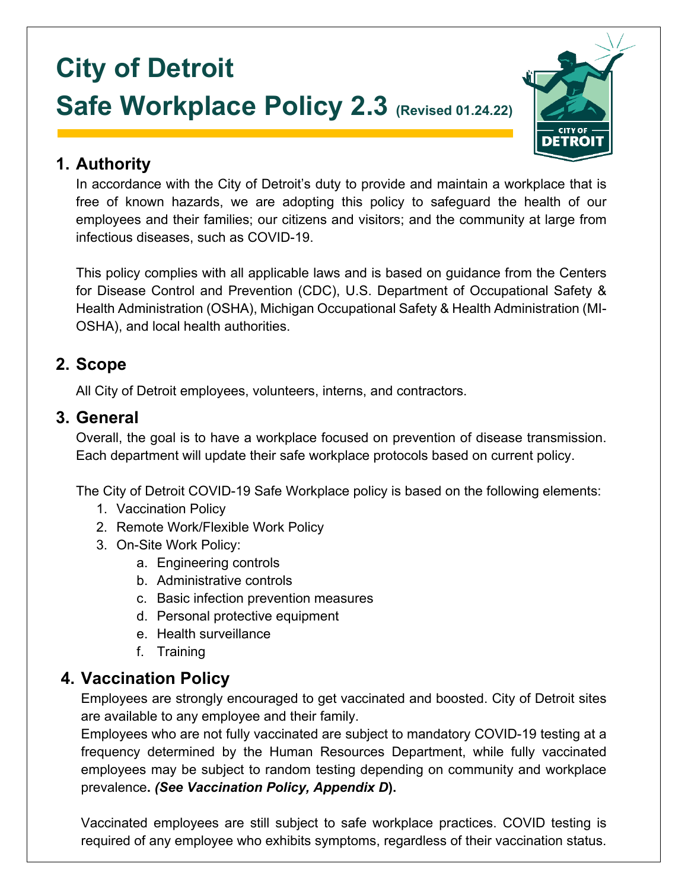# City of Detroit
# Safe Workplace Policy 2.3 (Revised 01.24.22)

## 1. Authority

In accordance with the City of Detroit's duty to provide and maintain a workplace that is free of known hazards, we are adopting this policy to safeguard the health of our employees and their families; our citizens and visitors; and the community at large from infectious diseases, such as COVID-19.

This policy complies with all applicable laws and is based on guidance from the Centers for Disease Control and Prevention (CDC), U.S. Department of Occupational Safety & Health Administration (OSHA), Michigan Occupational Safety & Health Administration (MI-OSHA), and local health authorities.

## 2. Scope

All City of Detroit employees, volunteers, interns, and contractors.

## 3. General

Overall, the goal is to have a workplace focused on prevention of disease transmission. Each department will update their safe workplace protocols based on current policy.

The City of Detroit COVID-19 Safe Workplace policy is based on the following elements:

1. Vaccination Policy
2. Remote Work/Flexible Work Policy
3. On-Site Work Policy:
   a. Engineering controls
   b. Administrative controls
   c. Basic infection prevention measures
   d. Personal protective equipment
   e. Health surveillance
   f. Training

## 4. Vaccination Policy

Employees are strongly encouraged to get vaccinated and boosted. City of Detroit sites are available to any employee and their family.
Employees who are not fully vaccinated are subject to mandatory COVID-19 testing at a frequency determined by the Human Resources Department, while fully vaccinated employees may be subject to random testing depending on community and workplace prevalence**. *(See Vaccination Policy, Appendix D*).**

Vaccinated employees are still subject to safe workplace practices. COVID testing is required of any employee who exhibits symptoms, regardless of their vaccination status.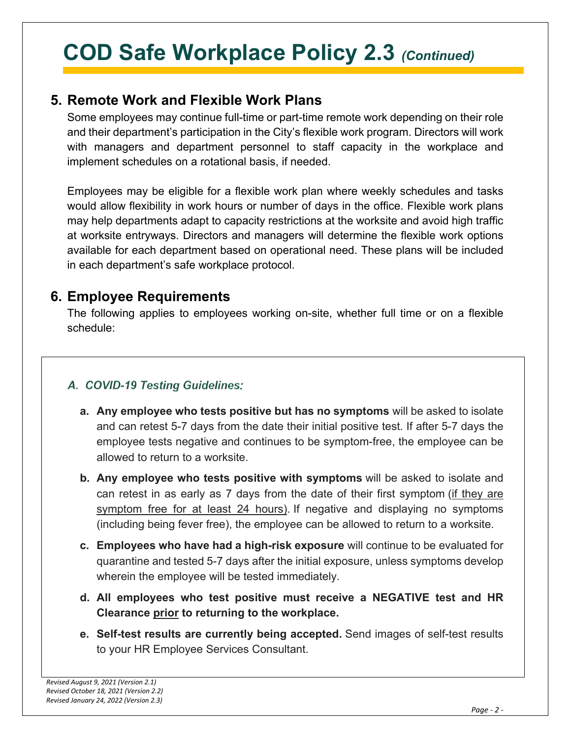# COD Safe Workplace Policy 2.3 *(Continued)*

## 5. Remote Work and Flexible Work Plans

Some employees may continue full-time or part-time remote work depending on their role and their department's participation in the City's flexible work program. Directors will work with managers and department personnel to staff capacity in the workplace and implement schedules on a rotational basis, if needed.

Employees may be eligible for a flexible work plan where weekly schedules and tasks would allow flexibility in work hours or number of days in the office. Flexible work plans may help departments adapt to capacity restrictions at the worksite and avoid high traffic at worksite entryways. Directors and managers will determine the flexible work options available for each department based on operational need. These plans will be included in each department's safe workplace protocol.

## 6. Employee Requirements

The following applies to employees working on-site, whether full time or on a flexible schedule:

### *A. COVID-19 Testing Guidelines:*

a. **Any employee who tests positive but has no symptoms** will be asked to isolate and can retest 5-7 days from the date their initial positive test. If after 5-7 days the employee tests negative and continues to be symptom-free, the employee can be allowed to return to a worksite.

b. **Any employee who tests positive with symptoms** will be asked to isolate and can retest in as early as 7 days from the date of their first symptom (<u>if they are symptom free for at least 24 hours</u>). If negative and displaying no symptoms (including being fever free), the employee can be allowed to return to a worksite.

c. **Employees who have had a high-risk exposure** will continue to be evaluated for quarantine and tested 5-7 days after the initial exposure, unless symptoms develop wherein the employee will be tested immediately.

d. **All employees who test positive must receive a NEGATIVE test and HR Clearance <u>prior</u> to returning to the workplace.**

e. **Self-test results are currently being accepted.** Send images of self-test results to your HR Employee Services Consultant.

*Revised August 9, 2021 (Version 2.1)*
*Revised October 18, 2021 (Version 2.2)*
*Revised January 24, 2022 (Version 2.3)*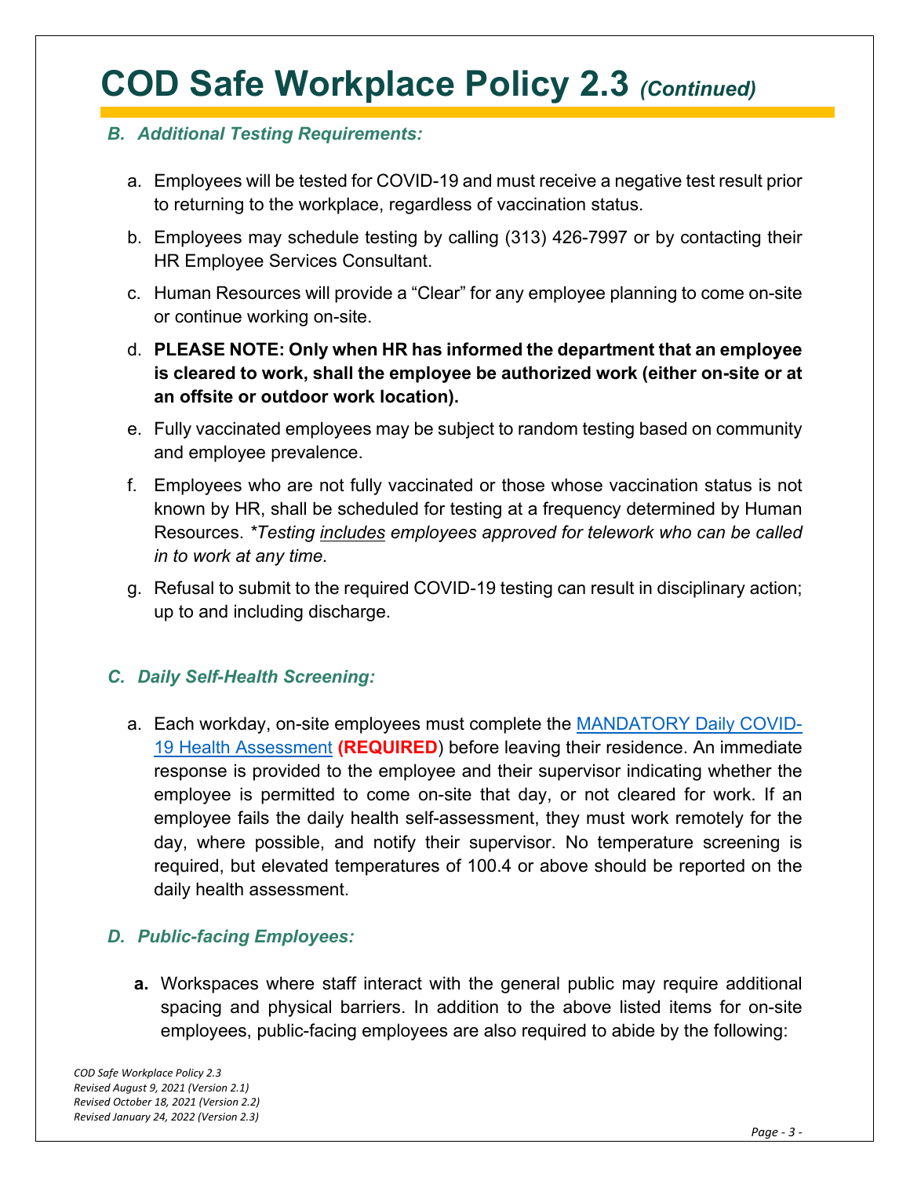# COD Safe Workplace Policy 2.3 *(Continued)*

### *B. Additional Testing Requirements:*

a. Employees will be tested for COVID-19 and must receive a negative test result prior to returning to the workplace, regardless of vaccination status.

b. Employees may schedule testing by calling (313) 426-7997 or by contacting their HR Employee Services Consultant.

c. Human Resources will provide a "Clear" for any employee planning to come on-site or continue working on-site.

d. **PLEASE NOTE: Only when HR has informed the department that an employee is cleared to work, shall the employee be authorized work (either on-site or at an offsite or outdoor work location).**

e. Fully vaccinated employees may be subject to random testing based on community and employee prevalence.

f. Employees who are not fully vaccinated or those whose vaccination status is not known by HR, shall be scheduled for testing at a frequency determined by Human Resources. *\*Testing includes employees approved for telework who can be called in to work at any time.*

g. Refusal to submit to the required COVID-19 testing can result in disciplinary action; up to and including discharge.

### *C. Daily Self-Health Screening:*

a. Each workday, on-site employees must complete the [MANDATORY Daily COVID-19 Health Assessment]() **(REQUIRED)** before leaving their residence. An immediate response is provided to the employee and their supervisor indicating whether the employee is permitted to come on-site that day, or not cleared for work. If an employee fails the daily health self-assessment, they must work remotely for the day, where possible, and notify their supervisor. No temperature screening is required, but elevated temperatures of 100.4 or above should be reported on the daily health assessment.

### *D. Public-facing Employees:*

**a.** Workspaces where staff interact with the general public may require additional spacing and physical barriers. In addition to the above listed items for on-site employees, public-facing employees are also required to abide by the following:

*COD Safe Workplace Policy 2.3*
*Revised August 9, 2021 (Version 2.1)*
*Revised October 18, 2021 (Version 2.2)*
*Revised January 24, 2022 (Version 2.3)*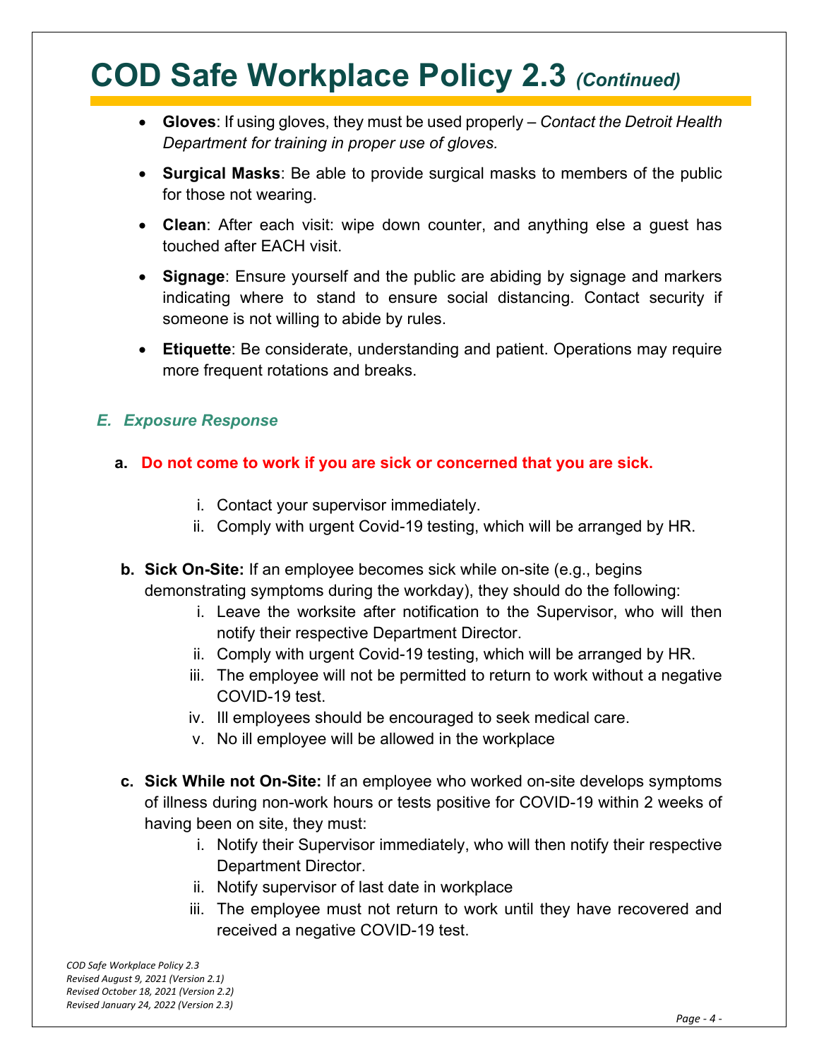# COD Safe Workplace Policy 2.3 *(Continued)*

- **Gloves**: If using gloves, they must be used properly – *Contact the Detroit Health Department for training in proper use of gloves.*
- **Surgical Masks**: Be able to provide surgical masks to members of the public for those not wearing.
- **Clean**: After each visit: wipe down counter, and anything else a guest has touched after EACH visit.
- **Signage**: Ensure yourself and the public are abiding by signage and markers indicating where to stand to ensure social distancing. Contact security if someone is not willing to abide by rules.
- **Etiquette**: Be considerate, understanding and patient. Operations may require more frequent rotations and breaks.

### *E. Exposure Response*

**a. Do not come to work if you are sick or concerned that you are sick.**

i. Contact your supervisor immediately.
ii. Comply with urgent Covid-19 testing, which will be arranged by HR.

**b. Sick On-Site:** If an employee becomes sick while on-site (e.g., begins demonstrating symptoms during the workday), they should do the following:

i. Leave the worksite after notification to the Supervisor, who will then notify their respective Department Director.
ii. Comply with urgent Covid-19 testing, which will be arranged by HR.
iii. The employee will not be permitted to return to work without a negative COVID-19 test.
iv. Ill employees should be encouraged to seek medical care.
v. No ill employee will be allowed in the workplace

**c. Sick While not On-Site:** If an employee who worked on-site develops symptoms of illness during non-work hours or tests positive for COVID-19 within 2 weeks of having been on site, they must:

i. Notify their Supervisor immediately, who will then notify their respective Department Director.
ii. Notify supervisor of last date in workplace
iii. The employee must not return to work until they have recovered and received a negative COVID-19 test.

*COD Safe Workplace Policy 2.3*
*Revised August 9, 2021 (Version 2.1)*
*Revised October 18, 2021 (Version 2.2)*
*Revised January 24, 2022 (Version 2.3)*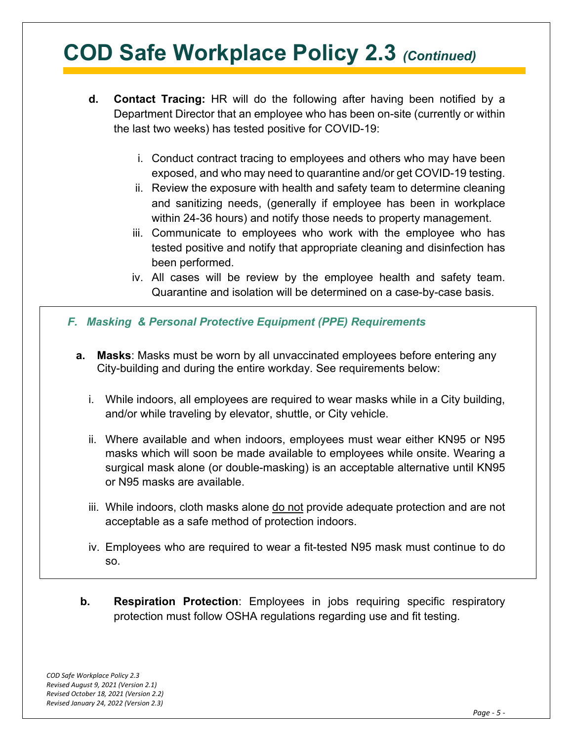# COD Safe Workplace Policy 2.3 *(Continued)*

**d. Contact Tracing:** HR will do the following after having been notified by a Department Director that an employee who has been on-site (currently or within the last two weeks) has tested positive for COVID-19:

i. Conduct contract tracing to employees and others who may have been exposed, and who may need to quarantine and/or get COVID-19 testing.

ii. Review the exposure with health and safety team to determine cleaning and sanitizing needs, (generally if employee has been in workplace within 24-36 hours) and notify those needs to property management.

iii. Communicate to employees who work with the employee who has tested positive and notify that appropriate cleaning and disinfection has been performed.

iv. All cases will be review by the employee health and safety team. Quarantine and isolation will be determined on a case-by-case basis.

### *F. Masking & Personal Protective Equipment (PPE) Requirements*

**a. Masks**: Masks must be worn by all unvaccinated employees before entering any City-building and during the entire workday. See requirements below:

i. While indoors, all employees are required to wear masks while in a City building, and/or while traveling by elevator, shuttle, or City vehicle.

ii. Where available and when indoors, employees must wear either KN95 or N95 masks which will soon be made available to employees while onsite. Wearing a surgical mask alone (or double-masking) is an acceptable alternative until KN95 or N95 masks are available.

iii. While indoors, cloth masks alone <u>do not</u> provide adequate protection and are not acceptable as a safe method of protection indoors.

iv. Employees who are required to wear a fit-tested N95 mask must continue to do so.

**b. Respiration Protection**: Employees in jobs requiring specific respiratory protection must follow OSHA regulations regarding use and fit testing.

*COD Safe Workplace Policy 2.3*
*Revised August 9, 2021 (Version 2.1)*
*Revised October 18, 2021 (Version 2.2)*
*Revised January 24, 2022 (Version 2.3)*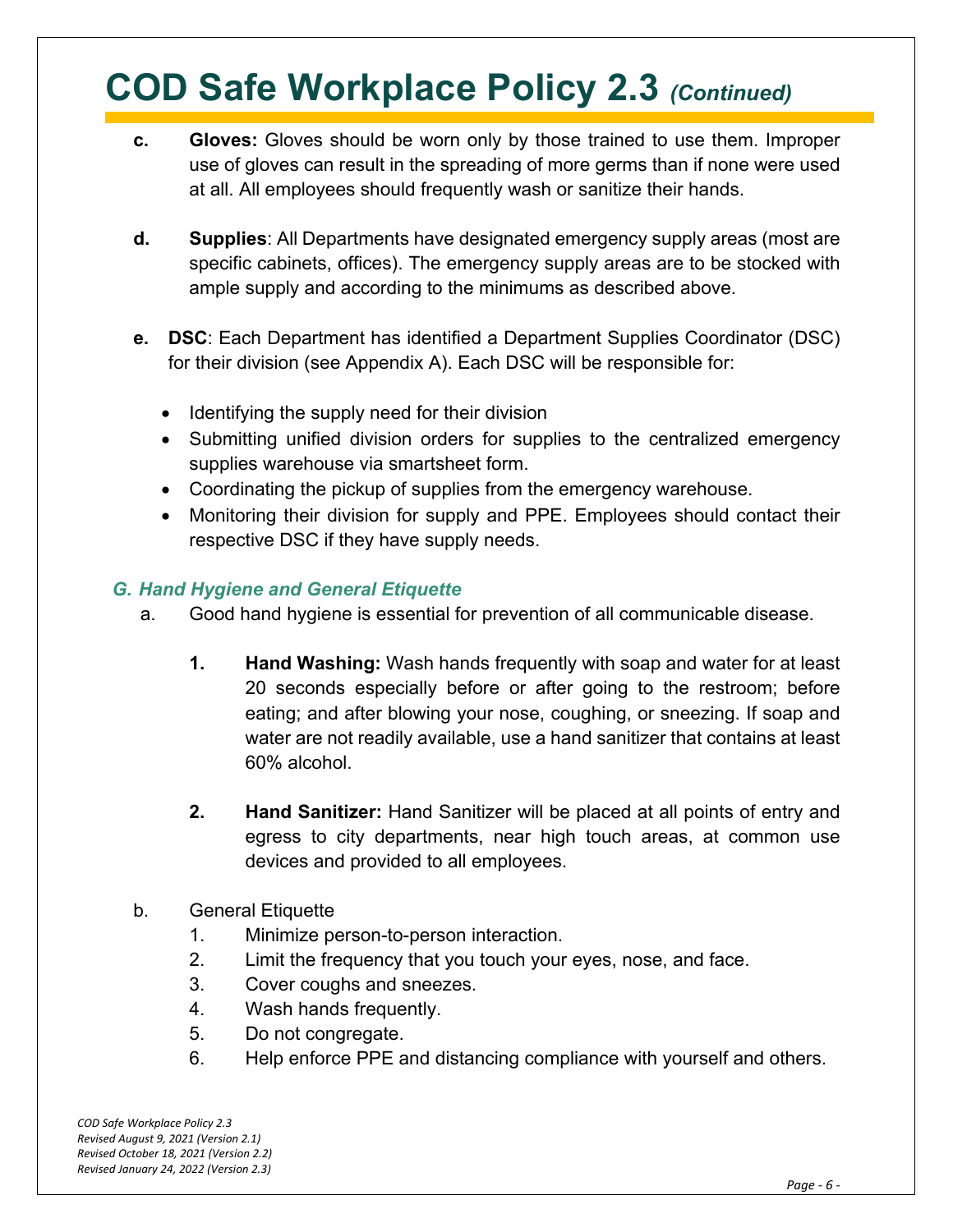# COD Safe Workplace Policy 2.3 *(Continued)*

**c.** **Gloves:** Gloves should be worn only by those trained to use them. Improper use of gloves can result in the spreading of more germs than if none were used at all. All employees should frequently wash or sanitize their hands.

**d.** **Supplies**: All Departments have designated emergency supply areas (most are specific cabinets, offices). The emergency supply areas are to be stocked with ample supply and according to the minimums as described above.

**e.** **DSC**: Each Department has identified a Department Supplies Coordinator (DSC) for their division (see Appendix A). Each DSC will be responsible for:

- Identifying the supply need for their division
- Submitting unified division orders for supplies to the centralized emergency supplies warehouse via smartsheet form.
- Coordinating the pickup of supplies from the emergency warehouse.
- Monitoring their division for supply and PPE. Employees should contact their respective DSC if they have supply needs.

### *G. Hand Hygiene and General Etiquette*

a. Good hand hygiene is essential for prevention of all communicable disease.

1. **Hand Washing:** Wash hands frequently with soap and water for at least 20 seconds especially before or after going to the restroom; before eating; and after blowing your nose, coughing, or sneezing. If soap and water are not readily available, use a hand sanitizer that contains at least 60% alcohol.

2. **Hand Sanitizer:** Hand Sanitizer will be placed at all points of entry and egress to city departments, near high touch areas, at common use devices and provided to all employees.

b. General Etiquette

1. Minimize person-to-person interaction.
2. Limit the frequency that you touch your eyes, nose, and face.
3. Cover coughs and sneezes.
4. Wash hands frequently.
5. Do not congregate.
6. Help enforce PPE and distancing compliance with yourself and others.

*COD Safe Workplace Policy 2.3*
*Revised August 9, 2021 (Version 2.1)*
*Revised October 18, 2021 (Version 2.2)*
*Revised January 24, 2022 (Version 2.3)*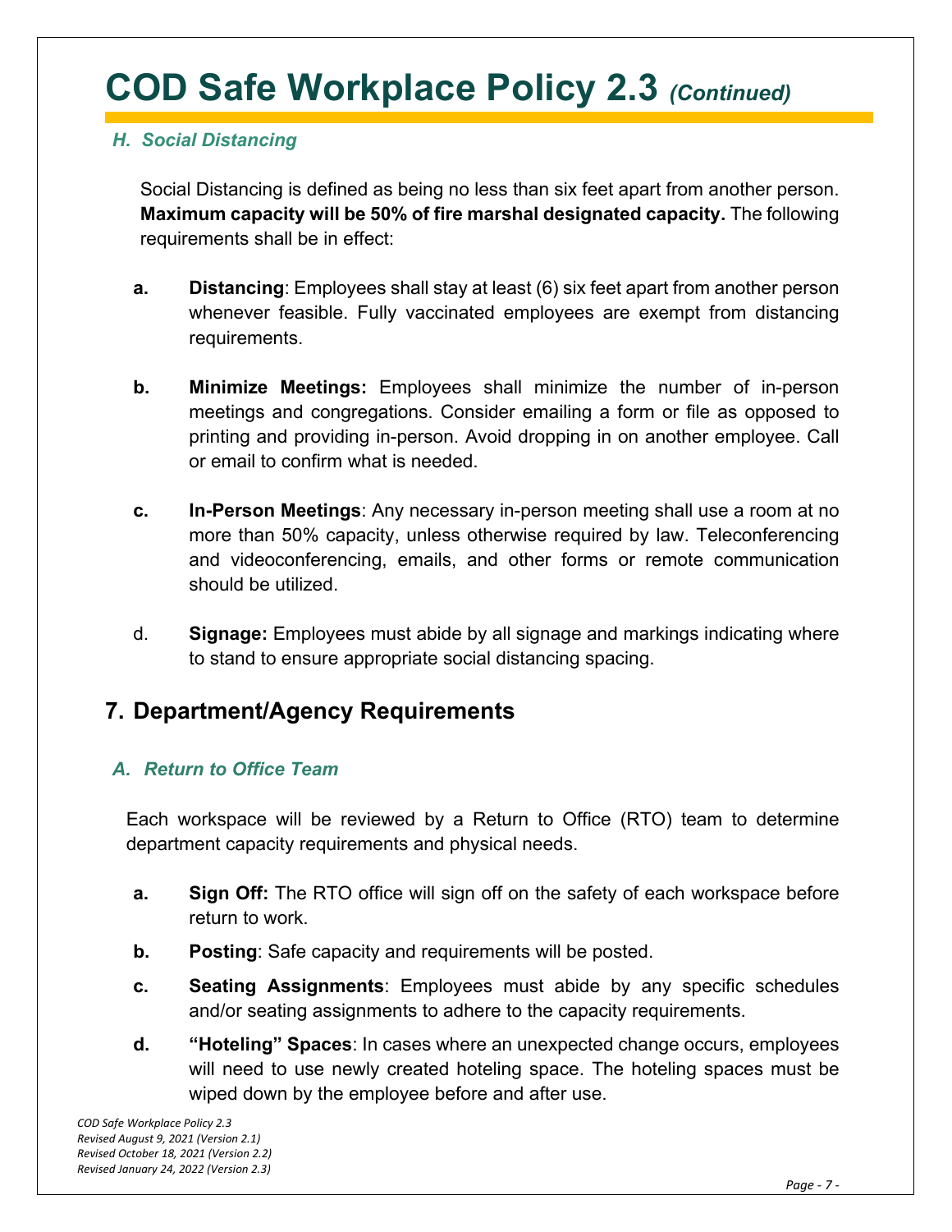# COD Safe Workplace Policy 2.3 *(Continued)*

### *H. Social Distancing*

Social Distancing is defined as being no less than six feet apart from another person. **Maximum capacity will be 50% of fire marshal designated capacity.** The following requirements shall be in effect:

**a.** **Distancing**: Employees shall stay at least (6) six feet apart from another person whenever feasible. Fully vaccinated employees are exempt from distancing requirements.

**b.** **Minimize Meetings:** Employees shall minimize the number of in-person meetings and congregations. Consider emailing a form or file as opposed to printing and providing in-person. Avoid dropping in on another employee. Call or email to confirm what is needed.

**c.** **In-Person Meetings**: Any necessary in-person meeting shall use a room at no more than 50% capacity, unless otherwise required by law. Teleconferencing and videoconferencing, emails, and other forms or remote communication should be utilized.

d. **Signage:** Employees must abide by all signage and markings indicating where to stand to ensure appropriate social distancing spacing.

## 7. Department/Agency Requirements

### *A. Return to Office Team*

Each workspace will be reviewed by a Return to Office (RTO) team to determine department capacity requirements and physical needs.

**a.** **Sign Off:** The RTO office will sign off on the safety of each workspace before return to work.

**b.** **Posting**: Safe capacity and requirements will be posted.

**c.** **Seating Assignments**: Employees must abide by any specific schedules and/or seating assignments to adhere to the capacity requirements.

**d.** **"Hoteling" Spaces**: In cases where an unexpected change occurs, employees will need to use newly created hoteling space. The hoteling spaces must be wiped down by the employee before and after use.

*COD Safe Workplace Policy 2.3*
*Revised August 9, 2021 (Version 2.1)*
*Revised October 18, 2021 (Version 2.2)*
*Revised January 24, 2022 (Version 2.3)*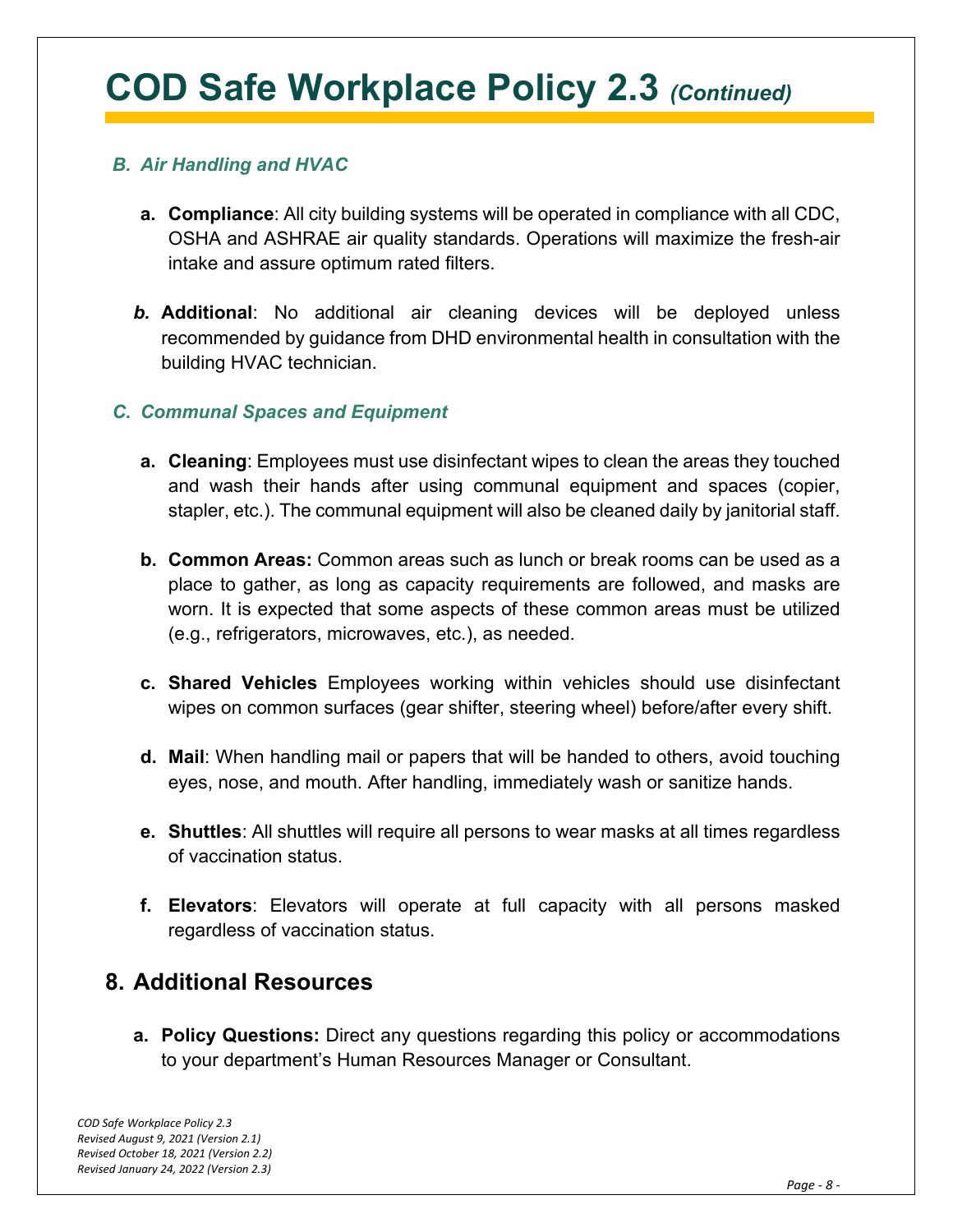# COD Safe Workplace Policy 2.3 *(Continued)*

### *B. Air Handling and HVAC*

**a. Compliance**: All city building systems will be operated in compliance with all CDC, OSHA and ASHRAE air quality standards. Operations will maximize the fresh-air intake and assure optimum rated filters.

***b.*** **Additional**: No additional air cleaning devices will be deployed unless recommended by guidance from DHD environmental health in consultation with the building HVAC technician.

### *C. Communal Spaces and Equipment*

**a. Cleaning**: Employees must use disinfectant wipes to clean the areas they touched and wash their hands after using communal equipment and spaces (copier, stapler, etc.). The communal equipment will also be cleaned daily by janitorial staff.

**b. Common Areas:** Common areas such as lunch or break rooms can be used as a place to gather, as long as capacity requirements are followed, and masks are worn. It is expected that some aspects of these common areas must be utilized (e.g., refrigerators, microwaves, etc.), as needed.

**c. Shared Vehicles** Employees working within vehicles should use disinfectant wipes on common surfaces (gear shifter, steering wheel) before/after every shift.

**d. Mail**: When handling mail or papers that will be handed to others, avoid touching eyes, nose, and mouth. After handling, immediately wash or sanitize hands.

**e. Shuttles**: All shuttles will require all persons to wear masks at all times regardless of vaccination status.

**f. Elevators**: Elevators will operate at full capacity with all persons masked regardless of vaccination status.

## 8. Additional Resources

**a. Policy Questions:** Direct any questions regarding this policy or accommodations to your department's Human Resources Manager or Consultant.

*COD Safe Workplace Policy 2.3*
*Revised August 9, 2021 (Version 2.1)*
*Revised October 18, 2021 (Version 2.2)*
*Revised January 24, 2022 (Version 2.3)*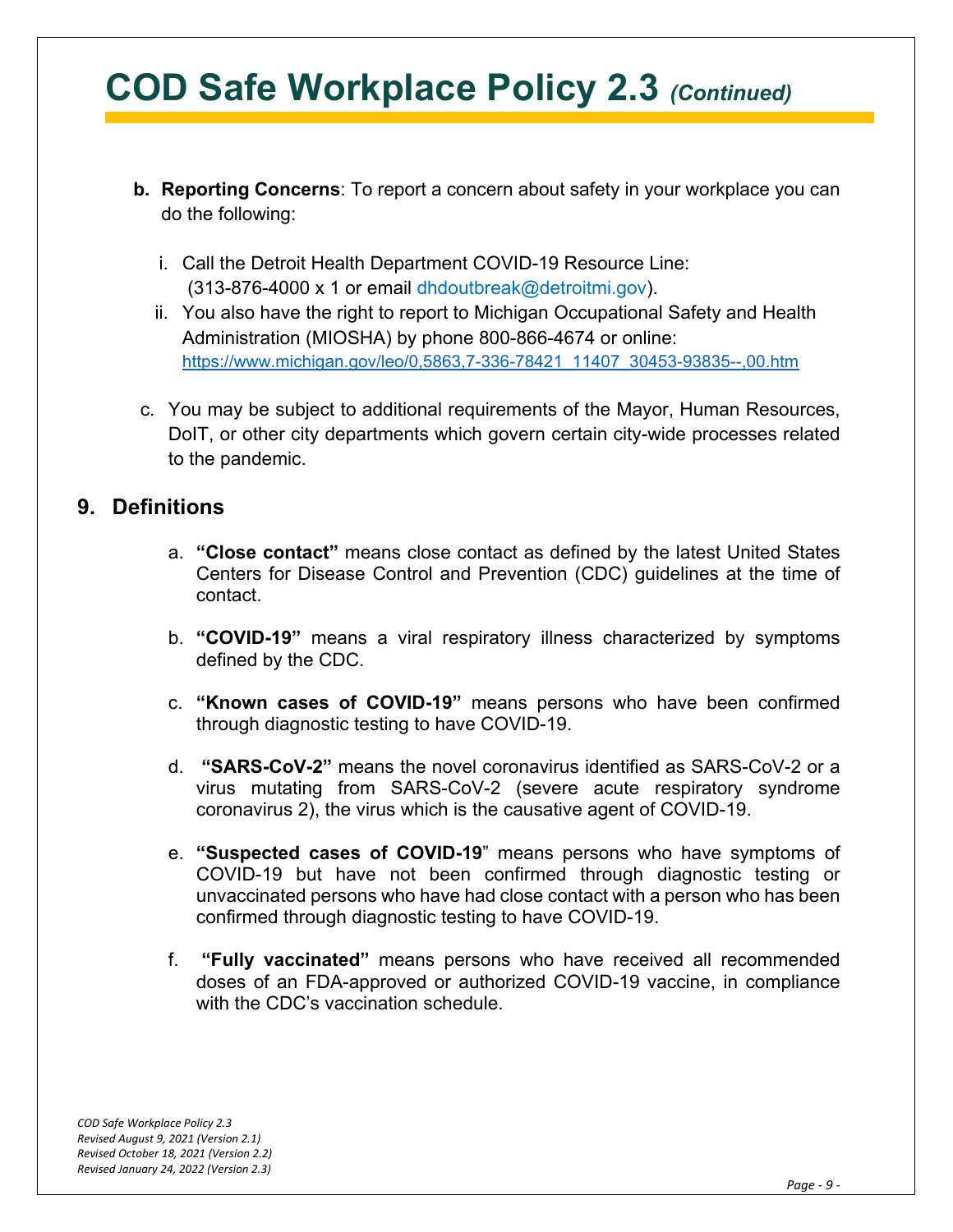# COD Safe Workplace Policy 2.3 *(Continued)*

b. **Reporting Concerns**: To report a concern about safety in your workplace you can do the following:

   i. Call the Detroit Health Department COVID-19 Resource Line: (313-876-4000 x 1 or email dhdoutbreak@detroitmi.gov).

   ii. You also have the right to report to Michigan Occupational Safety and Health Administration (MIOSHA) by phone 800-866-4674 or online: https://www.michigan.gov/leo/0,5863,7-336-78421_11407_30453-93835--,00.htm

c. You may be subject to additional requirements of the Mayor, Human Resources, DoIT, or other city departments which govern certain city-wide processes related to the pandemic.

## 9. Definitions

a. **"Close contact"** means close contact as defined by the latest United States Centers for Disease Control and Prevention (CDC) guidelines at the time of contact.

b. **"COVID-19"** means a viral respiratory illness characterized by symptoms defined by the CDC.

c. **"Known cases of COVID-19"** means persons who have been confirmed through diagnostic testing to have COVID-19.

d. **"SARS-CoV-2"** means the novel coronavirus identified as SARS-CoV-2 or a virus mutating from SARS-CoV-2 (severe acute respiratory syndrome coronavirus 2), the virus which is the causative agent of COVID-19.

e. **"Suspected cases of COVID-19"** means persons who have symptoms of COVID-19 but have not been confirmed through diagnostic testing or unvaccinated persons who have had close contact with a person who has been confirmed through diagnostic testing to have COVID-19.

f. **"Fully vaccinated"** means persons who have received all recommended doses of an FDA-approved or authorized COVID-19 vaccine, in compliance with the CDC's vaccination schedule.

*COD Safe Workplace Policy 2.3*
*Revised August 9, 2021 (Version 2.1)*
*Revised October 18, 2021 (Version 2.2)*
*Revised January 24, 2022 (Version 2.3)*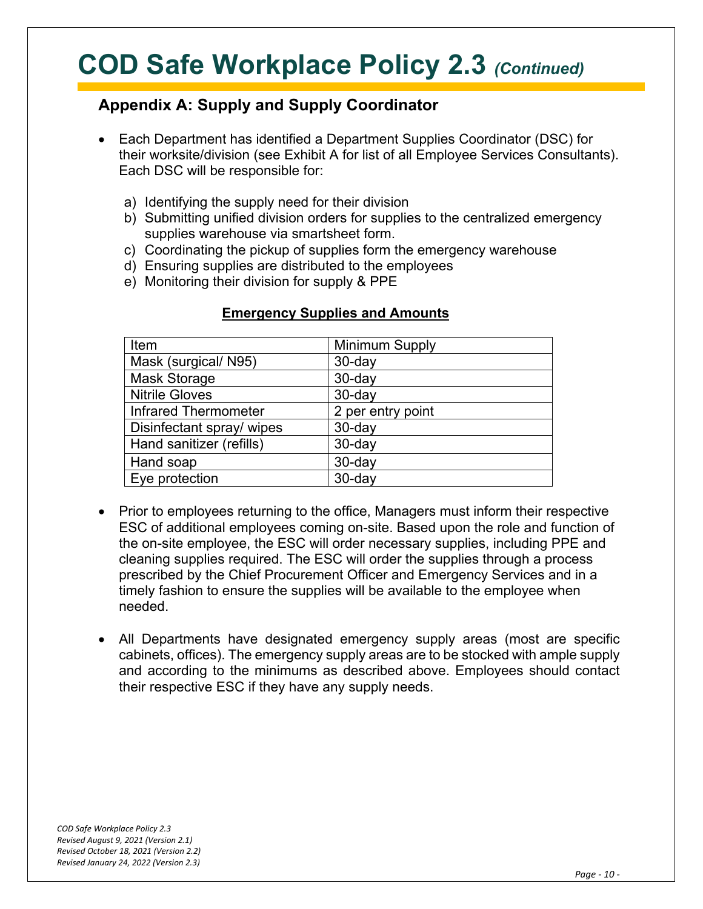# COD Safe Workplace Policy 2.3 *(Continued)*

## Appendix A: Supply and Supply Coordinator

- Each Department has identified a Department Supplies Coordinator (DSC) for their worksite/division (see Exhibit A for list of all Employee Services Consultants). Each DSC will be responsible for:

  a) Identifying the supply need for their division
  b) Submitting unified division orders for supplies to the centralized emergency supplies warehouse via smartsheet form.
  c) Coordinating the pickup of supplies form the emergency warehouse
  d) Ensuring supplies are distributed to the employees
  e) Monitoring their division for supply & PPE

**<u>Emergency Supplies and Amounts</u>**

| Item | Minimum Supply |
| --- | --- |
| Mask (surgical/ N95) | 30-day |
| Mask Storage | 30-day |
| Nitrile Gloves | 30-day |
| Infrared Thermometer | 2 per entry point |
| Disinfectant spray/ wipes | 30-day |
| Hand sanitizer (refills) | 30-day |
| Hand soap | 30-day |
| Eye protection | 30-day |

- Prior to employees returning to the office, Managers must inform their respective ESC of additional employees coming on-site. Based upon the role and function of the on-site employee, the ESC will order necessary supplies, including PPE and cleaning supplies required. The ESC will order the supplies through a process prescribed by the Chief Procurement Officer and Emergency Services and in a timely fashion to ensure the supplies will be available to the employee when needed.

- All Departments have designated emergency supply areas (most are specific cabinets, offices). The emergency supply areas are to be stocked with ample supply and according to the minimums as described above. Employees should contact their respective ESC if they have any supply needs.

*COD Safe Workplace Policy 2.3*
*Revised August 9, 2021 (Version 2.1)*
*Revised October 18, 2021 (Version 2.2)*
*Revised January 24, 2022 (Version 2.3)*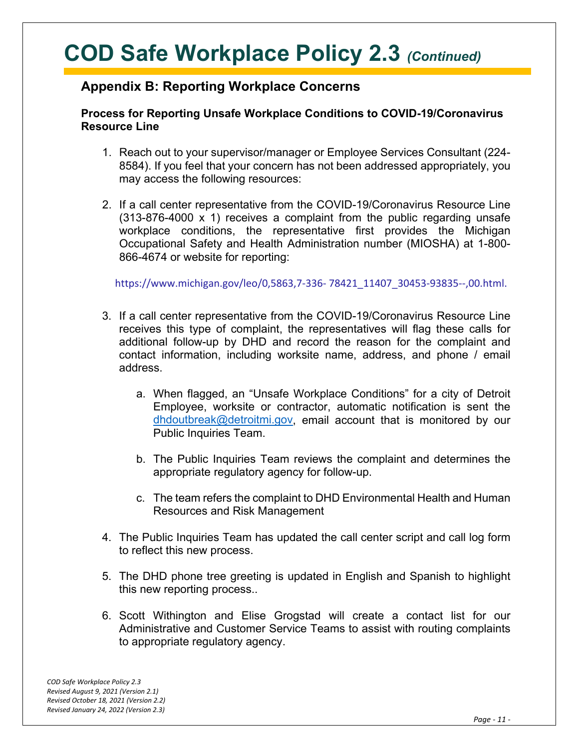# COD Safe Workplace Policy 2.3 *(Continued)*

## Appendix B: Reporting Workplace Concerns

### Process for Reporting Unsafe Workplace Conditions to COVID-19/Coronavirus Resource Line

1. Reach out to your supervisor/manager or Employee Services Consultant (224-8584). If you feel that your concern has not been addressed appropriately, you may access the following resources:

2. If a call center representative from the COVID-19/Coronavirus Resource Line (313-876-4000 x 1) receives a complaint from the public regarding unsafe workplace conditions, the representative first provides the Michigan Occupational Safety and Health Administration number (MIOSHA) at 1-800-866-4674 or website for reporting:

   https://www.michigan.gov/leo/0,5863,7-336- 78421_11407_30453-93835--,00.html.

3. If a call center representative from the COVID-19/Coronavirus Resource Line receives this type of complaint, the representatives will flag these calls for additional follow-up by DHD and record the reason for the complaint and contact information, including worksite name, address, and phone / email address.

   a. When flagged, an "Unsafe Workplace Conditions" for a city of Detroit Employee, worksite or contractor, automatic notification is sent the dhdoutbreak@detroitmi.gov, email account that is monitored by our Public Inquiries Team.

   b. The Public Inquiries Team reviews the complaint and determines the appropriate regulatory agency for follow-up.

   c. The team refers the complaint to DHD Environmental Health and Human Resources and Risk Management

4. The Public Inquiries Team has updated the call center script and call log form to reflect this new process.

5. The DHD phone tree greeting is updated in English and Spanish to highlight this new reporting process..

6. Scott Withington and Elise Grogstad will create a contact list for our Administrative and Customer Service Teams to assist with routing complaints to appropriate regulatory agency.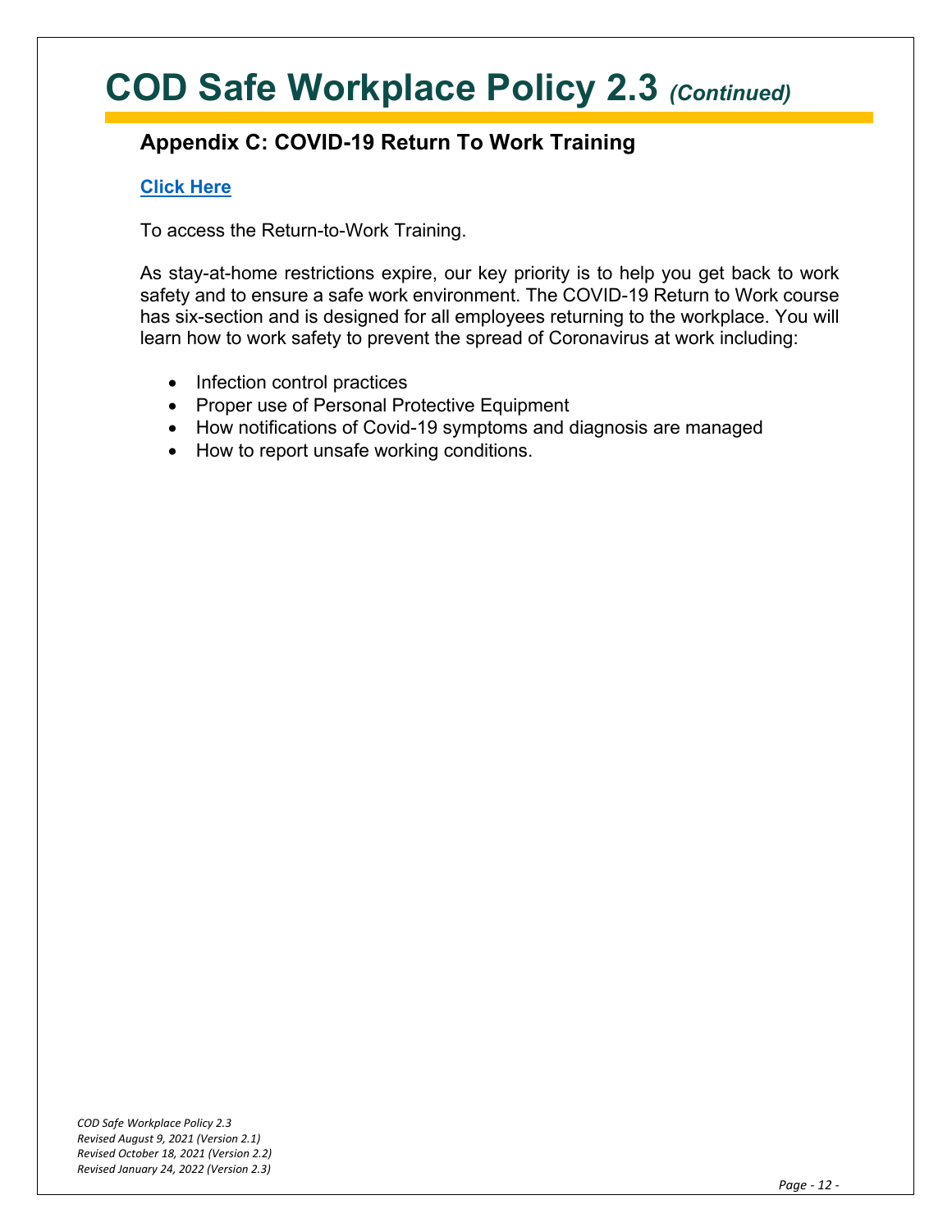# COD Safe Workplace Policy 2.3 *(Continued)*

## Appendix C: COVID-19 Return To Work Training

**Click Here**

To access the Return-to-Work Training.

As stay-at-home restrictions expire, our key priority is to help you get back to work safety and to ensure a safe work environment. The COVID-19 Return to Work course has six-section and is designed for all employees returning to the workplace. You will learn how to work safety to prevent the spread of Coronavirus at work including:

- Infection control practices
- Proper use of Personal Protective Equipment
- How notifications of Covid-19 symptoms and diagnosis are managed
- How to report unsafe working conditions.

*COD Safe Workplace Policy 2.3*
*Revised August 9, 2021 (Version 2.1)*
*Revised October 18, 2021 (Version 2.2)*
*Revised January 24, 2022 (Version 2.3)*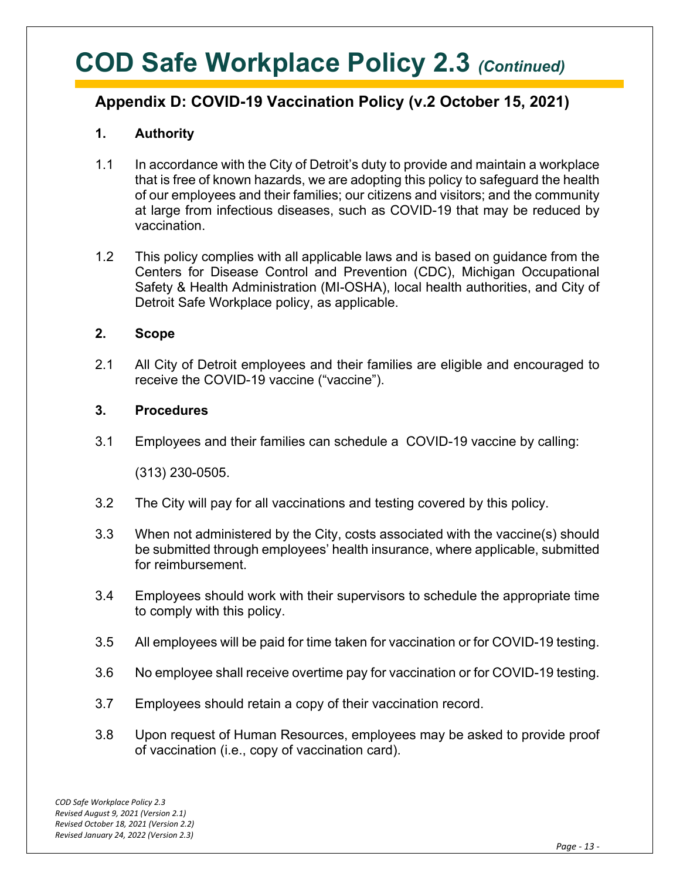# COD Safe Workplace Policy 2.3 *(Continued)*

## Appendix D: COVID-19 Vaccination Policy (v.2 October 15, 2021)

### 1. Authority

1.1 In accordance with the City of Detroit's duty to provide and maintain a workplace that is free of known hazards, we are adopting this policy to safeguard the health of our employees and their families; our citizens and visitors; and the community at large from infectious diseases, such as COVID-19 that may be reduced by vaccination.

1.2 This policy complies with all applicable laws and is based on guidance from the Centers for Disease Control and Prevention (CDC), Michigan Occupational Safety & Health Administration (MI-OSHA), local health authorities, and City of Detroit Safe Workplace policy, as applicable.

### 2. Scope

2.1 All City of Detroit employees and their families are eligible and encouraged to receive the COVID-19 vaccine ("vaccine").

### 3. Procedures

3.1 Employees and their families can schedule a COVID-19 vaccine by calling:

(313) 230-0505.

3.2 The City will pay for all vaccinations and testing covered by this policy.

3.3 When not administered by the City, costs associated with the vaccine(s) should be submitted through employees' health insurance, where applicable, submitted for reimbursement.

3.4 Employees should work with their supervisors to schedule the appropriate time to comply with this policy.

3.5 All employees will be paid for time taken for vaccination or for COVID-19 testing.

3.6 No employee shall receive overtime pay for vaccination or for COVID-19 testing.

3.7 Employees should retain a copy of their vaccination record.

3.8 Upon request of Human Resources, employees may be asked to provide proof of vaccination (i.e., copy of vaccination card).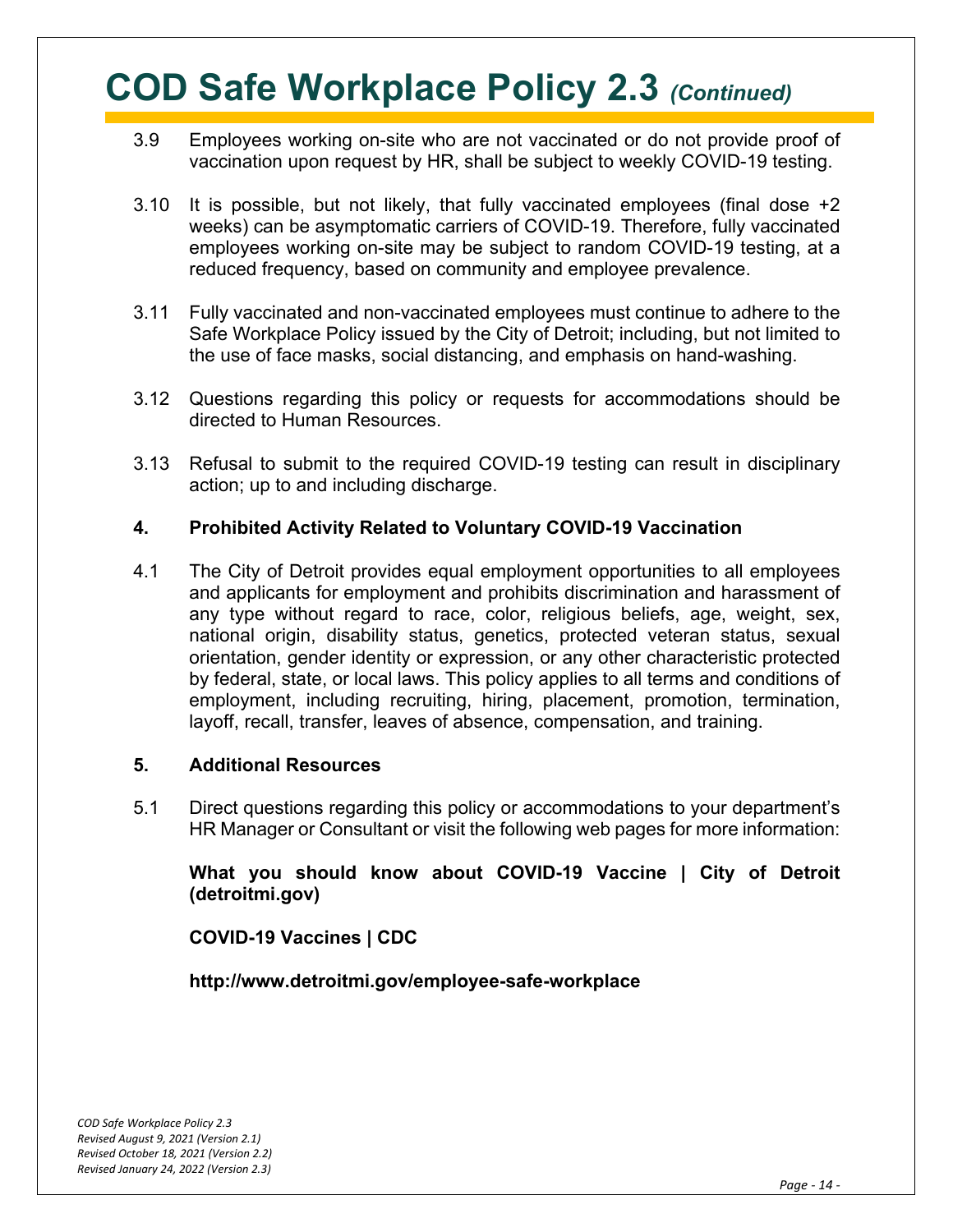# COD Safe Workplace Policy 2.3 *(Continued)*

3.9 Employees working on-site who are not vaccinated or do not provide proof of vaccination upon request by HR, shall be subject to weekly COVID-19 testing.

3.10 It is possible, but not likely, that fully vaccinated employees (final dose +2 weeks) can be asymptomatic carriers of COVID-19. Therefore, fully vaccinated employees working on-site may be subject to random COVID-19 testing, at a reduced frequency, based on community and employee prevalence.

3.11 Fully vaccinated and non-vaccinated employees must continue to adhere to the Safe Workplace Policy issued by the City of Detroit; including, but not limited to the use of face masks, social distancing, and emphasis on hand-washing.

3.12 Questions regarding this policy or requests for accommodations should be directed to Human Resources.

3.13 Refusal to submit to the required COVID-19 testing can result in disciplinary action; up to and including discharge.

**4. Prohibited Activity Related to Voluntary COVID-19 Vaccination**

4.1 The City of Detroit provides equal employment opportunities to all employees and applicants for employment and prohibits discrimination and harassment of any type without regard to race, color, religious beliefs, age, weight, sex, national origin, disability status, genetics, protected veteran status, sexual orientation, gender identity or expression, or any other characteristic protected by federal, state, or local laws. This policy applies to all terms and conditions of employment, including recruiting, hiring, placement, promotion, termination, layoff, recall, transfer, leaves of absence, compensation, and training.

**5. Additional Resources**

5.1 Direct questions regarding this policy or accommodations to your department's HR Manager or Consultant or visit the following web pages for more information:

**What you should know about COVID-19 Vaccine | City of Detroit (detroitmi.gov)**

**COVID-19 Vaccines | CDC**

**http://www.detroitmi.gov/employee-safe-workplace**

*COD Safe Workplace Policy 2.3*
*Revised August 9, 2021 (Version 2.1)*
*Revised October 18, 2021 (Version 2.2)*
*Revised January 24, 2022 (Version 2.3)*